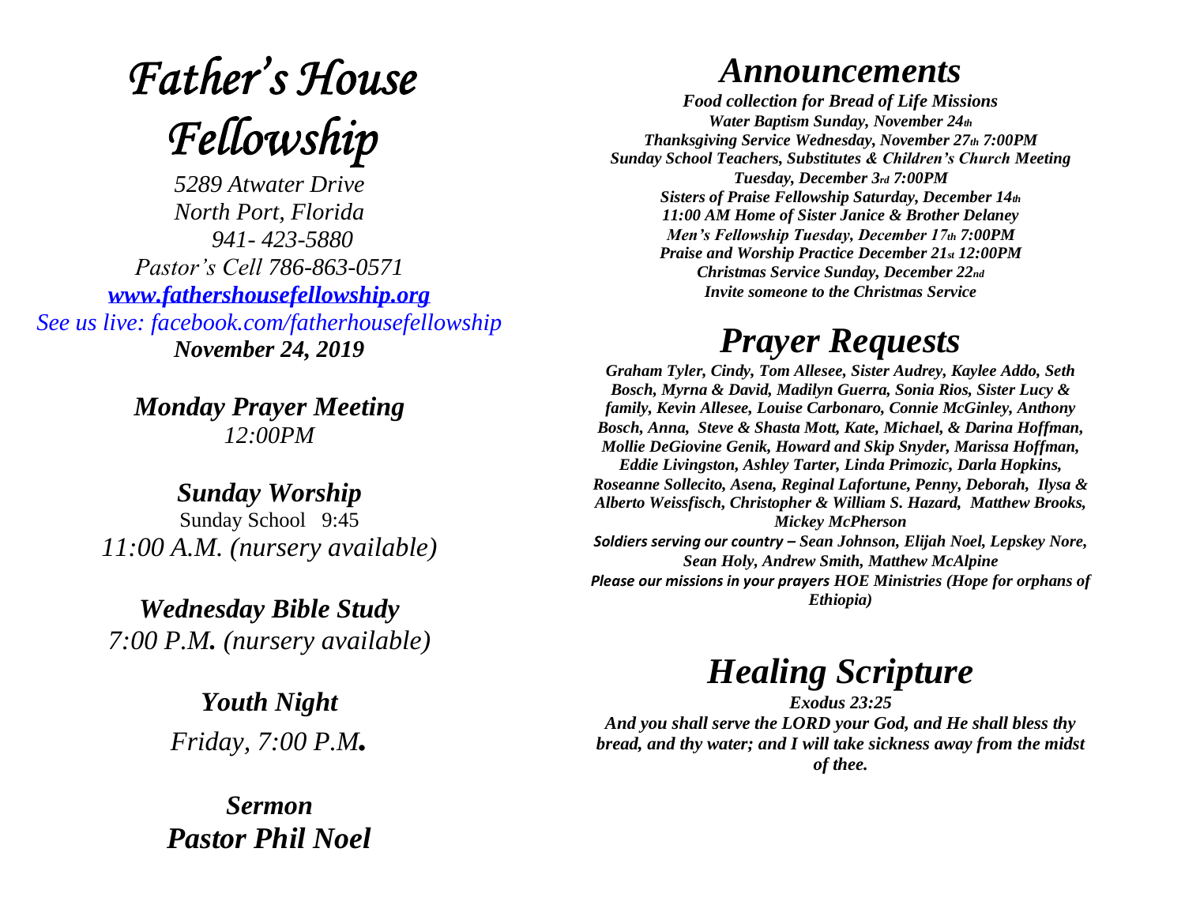# *Father's House Fellowship*

*5289 Atwater Drive*
*North Port, Florida*
*941- 423-5880*
*Pastor's Cell 786-863-0571*
*[www.fathershousefellowship.org](http://www.fathershousefellowship.org)*
*See us live: facebook.com/fatherhousefellowship*
***November 24, 2019***

***Monday Prayer Meeting***
*12:00PM*

***Sunday Worship***
Sunday School 9:45
*11:00 A.M. (nursery available)*

***Wednesday Bible Study***
*7:00 P.M. (nursery available)*

***Youth Night***
*Friday, 7:00 P.M.*

***Sermon***
***Pastor Phil Noel***

# *Announcements*

***Food collection for Bread of Life Missions***
***Water Baptism Sunday, November 24th***
***Thanksgiving Service Wednesday, November 27th 7:00PM***
***Sunday School Teachers, Substitutes & Children's Church Meeting Tuesday, December 3rd 7:00PM***
***Sisters of Praise Fellowship Saturday, December 14th 11:00 AM Home of Sister Janice & Brother Delaney***
***Men's Fellowship Tuesday, December 17th 7:00PM***
***Praise and Worship Practice December 21st 12:00PM***
***Christmas Service Sunday, December 22nd***
***Invite someone to the Christmas Service***

# *Prayer Requests*

***Graham Tyler, Cindy, Tom Allesee, Sister Audrey, Kaylee Addo, Seth Bosch, Myrna & David, Madilyn Guerra, Sonia Rios, Sister Lucy & family, Kevin Allesee, Louise Carbonaro, Connie McGinley, Anthony Bosch, Anna, Steve & Shasta Mott, Kate, Michael, & Darina Hoffman, Mollie DeGiovine Genik, Howard and Skip Snyder, Marissa Hoffman, Eddie Livingston, Ashley Tarter, Linda Primozic, Darla Hopkins, Roseanne Sollecito, Asena, Reginal Lafortune, Penny, Deborah, Ilysa & Alberto Weissfisch, Christopher & William S. Hazard, Matthew Brooks, Mickey McPherson***

***Soldiers serving our country – Sean Johnson, Elijah Noel, Lepskey Nore, Sean Holy, Andrew Smith, Matthew McAlpine***

***Please our missions in your prayers HOE Ministries (Hope for orphans of Ethiopia)***

# *Healing Scripture*

***Exodus 23:25***
***And you shall serve the LORD your God, and He shall bless thy bread, and thy water; and I will take sickness away from the midst of thee.***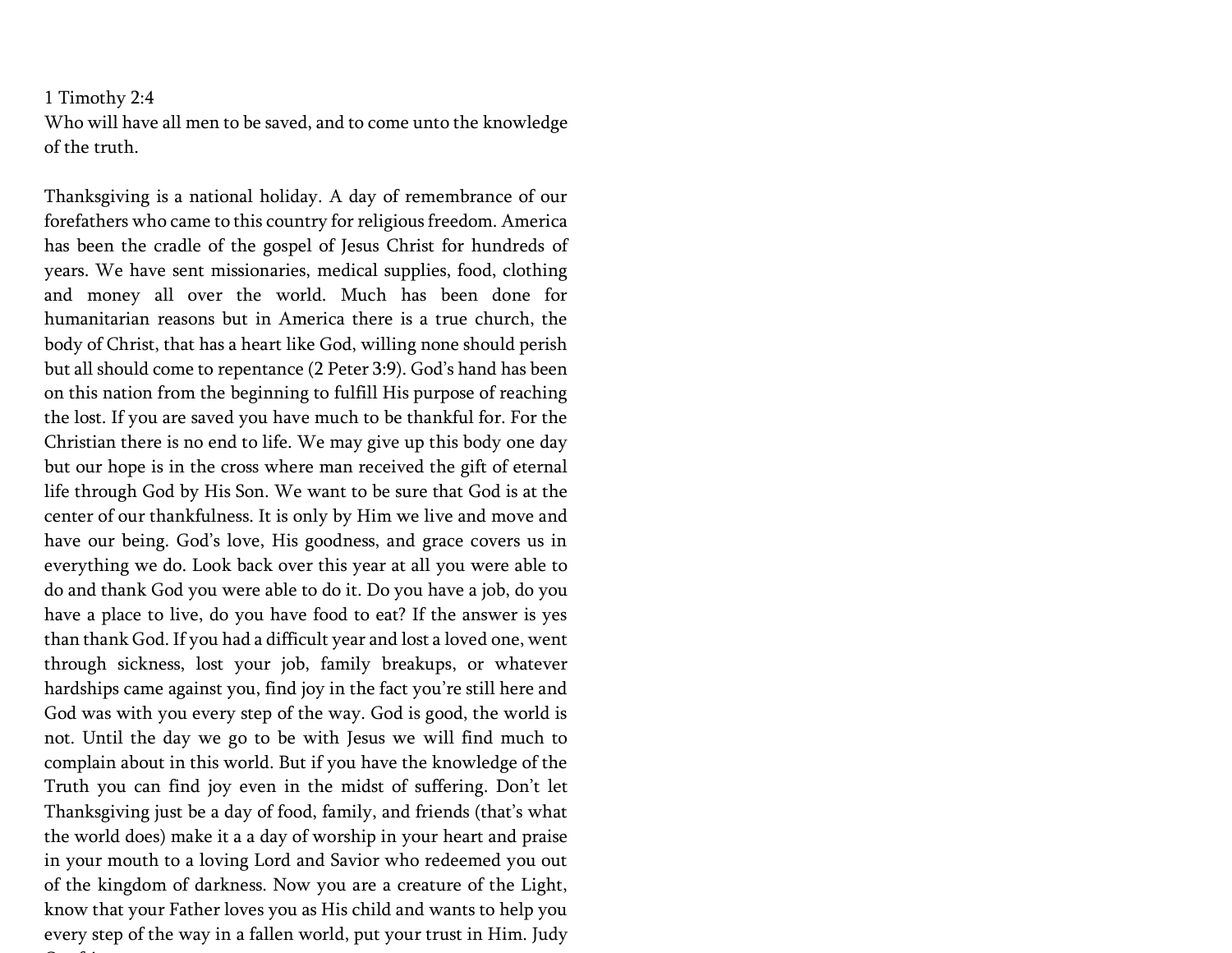1 Timothy 2:4
Who will have all men to be saved, and to come unto the knowledge of the truth.

Thanksgiving is a national holiday. A day of remembrance of our forefathers who came to this country for religious freedom. America has been the cradle of the gospel of Jesus Christ for hundreds of years. We have sent missionaries, medical supplies, food, clothing and money all over the world. Much has been done for humanitarian reasons but in America there is a true church, the body of Christ, that has a heart like God, willing none should perish but all should come to repentance (2 Peter 3:9). God's hand has been on this nation from the beginning to fulfill His purpose of reaching the lost. If you are saved you have much to be thankful for. For the Christian there is no end to life. We may give up this body one day but our hope is in the cross where man received the gift of eternal life through God by His Son. We want to be sure that God is at the center of our thankfulness. It is only by Him we live and move and have our being. God's love, His goodness, and grace covers us in everything we do. Look back over this year at all you were able to do and thank God you were able to do it. Do you have a job, do you have a place to live, do you have food to eat? If the answer is yes than thank God. If you had a difficult year and lost a loved one, went through sickness, lost your job, family breakups, or whatever hardships came against you, find joy in the fact you're still here and God was with you every step of the way. God is good, the world is not. Until the day we go to be with Jesus we will find much to complain about in this world. But if you have the knowledge of the Truth you can find joy even in the midst of suffering. Don't let Thanksgiving just be a day of food, family, and friends (that's what the world does) make it a a day of worship in your heart and praise in your mouth to a loving Lord and Savior who redeemed you out of the kingdom of darkness. Now you are a creature of the Light, know that your Father loves you as His child and wants to help you every step of the way in a fallen world, put your trust in Him. Judy